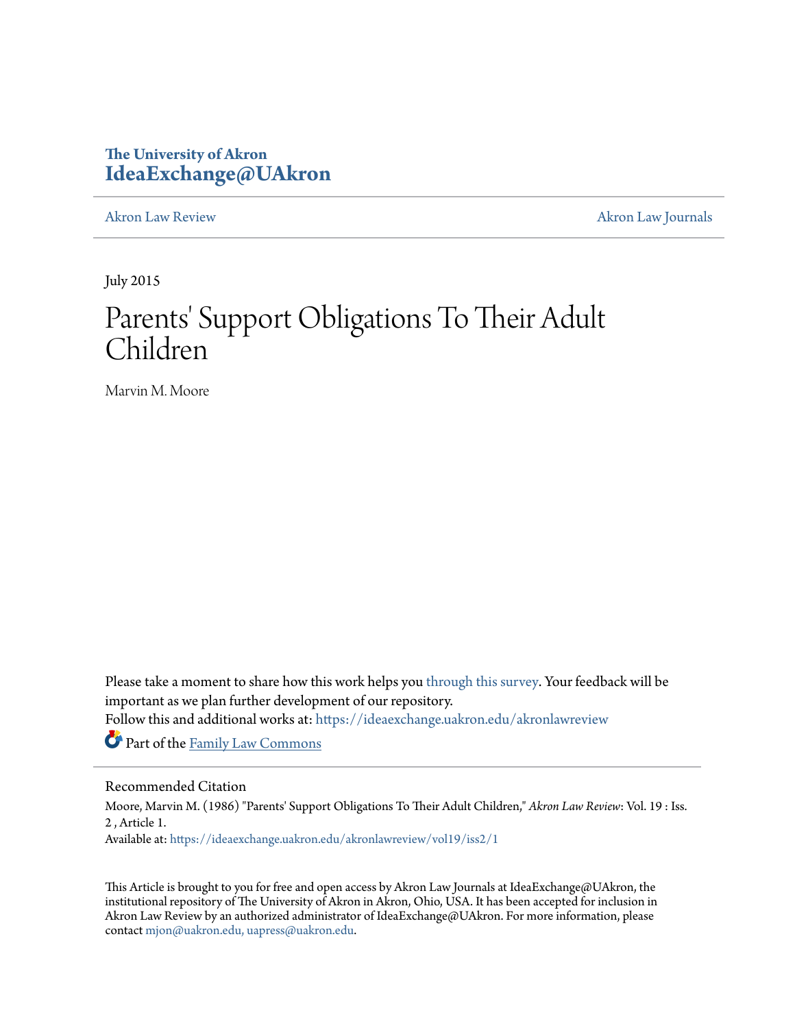The University of Akron
**IdeaExchange@UAkron**

Akron Law Review | Akron Law Journals

July 2015

# Parents' Support Obligations To Their Adult Children

Marvin M. Moore

Please take a moment to share how this work helps you through this survey. Your feedback will be important as we plan further development of our repository.
Follow this and additional works at: https://ideaexchange.uakron.edu/akronlawreview

Part of the Family Law Commons

## Recommended Citation

Moore, Marvin M. (1986) "Parents' Support Obligations To Their Adult Children," *Akron Law Review*: Vol. 19 : Iss. 2 , Article 1.
Available at: https://ideaexchange.uakron.edu/akronlawreview/vol19/iss2/1

This Article is brought to you for free and open access by Akron Law Journals at IdeaExchange@UAkron, the institutional repository of The University of Akron in Akron, Ohio, USA. It has been accepted for inclusion in Akron Law Review by an authorized administrator of IdeaExchange@UAkron. For more information, please contact mjon@uakron.edu, uapress@uakron.edu.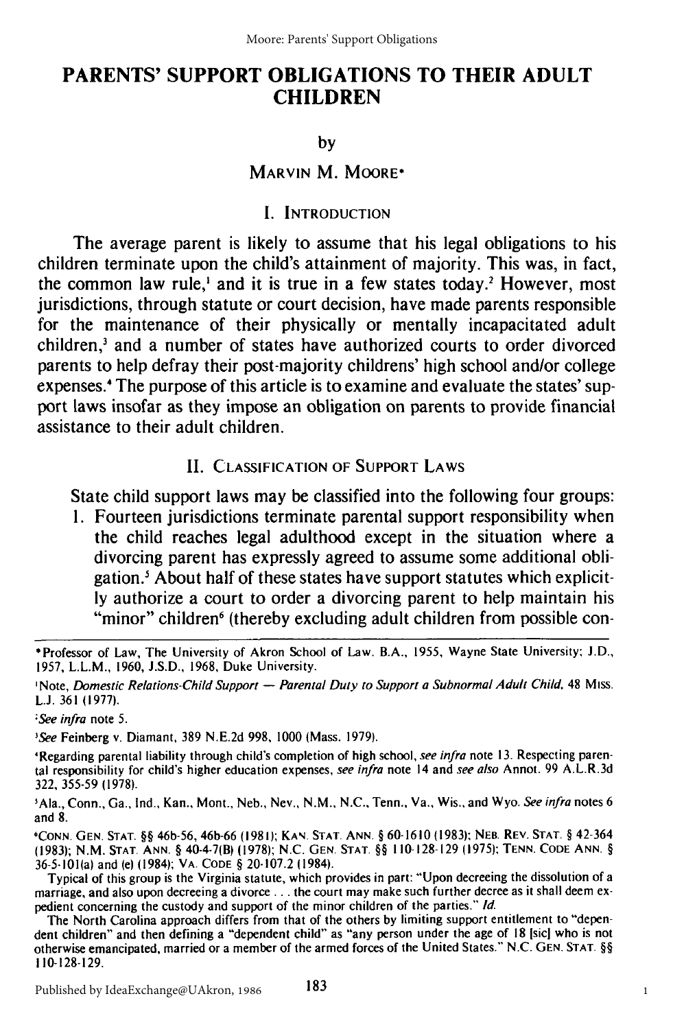# PARENTS' SUPPORT OBLIGATIONS TO THEIR ADULT CHILDREN

by

MARVIN M. MOORE*

## I. INTRODUCTION

The average parent is likely to assume that his legal obligations to his children terminate upon the child's attainment of majority. This was, in fact, the common law rule,[1] and it is true in a few states today.[2] However, most jurisdictions, through statute or court decision, have made parents responsible for the maintenance of their physically or mentally incapacitated adult children,[3] and a number of states have authorized courts to order divorced parents to help defray their post-majority childrens' high school and/or college expenses.[4] The purpose of this article is to examine and evaluate the states' support laws insofar as they impose an obligation on parents to provide financial assistance to their adult children.

## II. CLASSIFICATION OF SUPPORT LAWS

State child support laws may be classified into the following four groups:

1. Fourteen jurisdictions terminate parental support responsibility when the child reaches legal adulthood except in the situation where a divorcing parent has expressly agreed to assume some additional obligation.[5] About half of these states have support statutes which explicitly authorize a court to order a divorcing parent to help maintain his "minor" children[6] (thereby excluding adult children from possible con-

---

*Professor of Law, The University of Akron School of Law. B.A., 1955, Wayne State University; J.D., 1957, L.L.M., 1960, J.S.D., 1968, Duke University.

[1]Note, *Domestic Relations-Child Support — Parental Duty to Support a Subnormal Adult Child*, 48 MISS. L.J. 361 (1977).

[2]*See infra* note 5.

[3]*See* Feinberg v. Diamant, 389 N.E.2d 998, 1000 (Mass. 1979).

[4]Regarding parental liability through child's completion of high school, *see infra* note 13. Respecting parental responsibility for child's higher education expenses, *see infra* note 14 and *see also* Annot. 99 A.L.R.3d 322, 355-59 (1978).

[5]Ala., Conn., Ga., Ind., Kan., Mont., Neb., Nev., N.M., N.C., Tenn., Va., Wis., and Wyo. *See infra* notes 6 and 8.

[6]CONN. GEN. STAT. §§ 46b-56, 46b-66 (1981); KAN. STAT. ANN. § 60-1610 (1983); NEB. REV. STAT. § 42-364 (1983); N.M. STAT. ANN. § 40-4-7(B) (1978); N.C. GEN. STAT. §§ 110-128-129 (1975); TENN. CODE ANN. § 36-5-101(a) and (e) (1984); VA. CODE § 20-107.2 (1984).

Typical of this group is the Virginia statute, which provides in part: "Upon decreeing the dissolution of a marriage, and also upon decreeing a divorce . . . the court may make such further decree as it shall deem expedient concerning the custody and support of the minor children of the parties." *Id.*

The North Carolina approach differs from that of the others by limiting support entitlement to "dependent children" and then defining a "dependent child" as "any person under the age of 18 [sic] who is not otherwise emancipated, married or a member of the armed forces of the United States." N.C. GEN. STAT. §§ 110-128-129.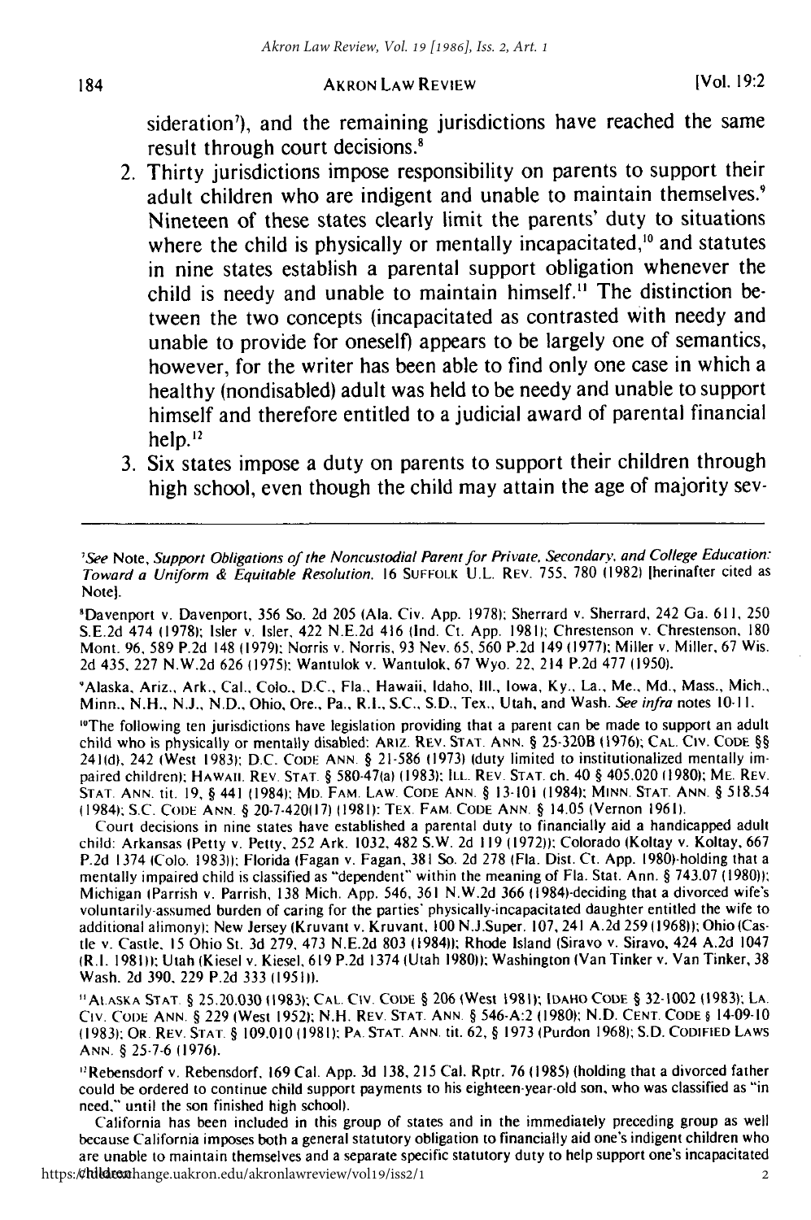sideration[7]), and the remaining jurisdictions have reached the same result through court decisions.[8]

2. Thirty jurisdictions impose responsibility on parents to support their adult children who are indigent and unable to maintain themselves.[9] Nineteen of these states clearly limit the parents' duty to situations where the child is physically or mentally incapacitated,[10] and statutes in nine states establish a parental support obligation whenever the child is needy and unable to maintain himself.[11] The distinction between the two concepts (incapacitated as contrasted with needy and unable to provide for oneself) appears to be largely one of semantics, however, for the writer has been able to find only one case in which a healthy (nondisabled) adult was held to be needy and unable to support himself and therefore entitled to a judicial award of parental financial help.[12]

3. Six states impose a duty on parents to support their children through high school, even though the child may attain the age of majority sev-

---

[7]*See* Note, *Support Obligations of the Noncustodial Parent for Private, Secondary, and College Education: Toward a Uniform & Equitable Resolution*, 16 SUFFOLK U.L. REV. 755, 780 (1982) [hereinafter cited as Note].

[8]Davenport v. Davenport, 356 So. 2d 205 (Ala. Civ. App. 1978); Sherrard v. Sherrard, 242 Ga. 611, 250 S.E.2d 474 (1978); Isler v. Isler, 422 N.E.2d 416 (Ind. Ct. App. 1981); Chrestenson v. Chrestenson, 180 Mont. 96, 589 P.2d 148 (1979); Norris v. Norris, 93 Nev. 65, 560 P.2d 149 (1977); Miller v. Miller, 67 Wis. 2d 435, 227 N.W.2d 626 (1975); Wantulok v. Wantulok, 67 Wyo. 22, 214 P.2d 477 (1950).

[9]Alaska, Ariz., Ark., Cal., Colo., D.C., Fla., Hawaii, Idaho, Ill., Iowa, Ky., La., Me., Md., Mass., Mich., Minn., N.H., N.J., N.D., Ohio, Ore., Pa., R.I., S.C., S.D., Tex., Utah, and Wash. *See infra* notes 10-11.

[10]The following ten jurisdictions have legislation providing that a parent can be made to support an adult child who is physically or mentally disabled: ARIZ. REV. STAT. ANN. § 25-320B (1976); CAL. CIV. CODE §§ 241(d), 242 (West 1983); D.C. CODE ANN. § 21-586 (1973) (duty limited to institutionalized mentally impaired children); HAWAII REV. STAT. § 580-47(a) (1983); ILL. REV. STAT. ch. 40 § 405.020 (1980); ME. REV. STAT. ANN. tit. 19, § 441 (1984); MD. FAM. LAW CODE ANN. § 13-101 (1984); MINN. STAT. ANN. § 518.54 (1984); S.C. CODE ANN. § 20-7-420(17) (1981); TEX. FAM. CODE ANN. § 14.05 (Vernon 1961).

Court decisions in nine states have established a parental duty to financially aid a handicapped adult child: Arkansas (Petty v. Petty, 252 Ark. 1032, 482 S.W. 2d 119 (1972)); Colorado (Koltay v. Koltay, 667 P.2d 1374 (Colo. 1983)); Florida (Fagan v. Fagan, 381 So. 2d 278 (Fla. Dist. Ct. App. 1980)-holding that a mentally impaired child is classified as "dependent" within the meaning of Fla. Stat. Ann. § 743.07 (1980)); Michigan (Parrish v. Parrish, 138 Mich. App. 546, 361 N.W.2d 366 (1984)-deciding that a divorced wife's voluntarily-assumed burden of caring for the parties' physically-incapacitated daughter entitled the wife to additional alimony); New Jersey (Kruvant v. Kruvant, 100 N.J.Super. 107, 241 A.2d 259 (1968)); Ohio (Castle v. Castle, 15 Ohio St. 3d 279, 473 N.E.2d 803 (1984)); Rhode Island (Siravo v. Siravo, 424 A.2d 1047 (R.I. 1981)); Utah (Kiesel v. Kiesel, 619 P.2d 1374 (Utah 1980)); Washington (Van Tinker v. Van Tinker, 38 Wash. 2d 390, 229 P.2d 333 (1951)).

[11]ALASKA STAT. § 25.20.030 (1983); CAL. CIV. CODE § 206 (West 1981); IDAHO CODE § 32-1002 (1983); LA. CIV. CODE ANN. § 229 (West 1952); N.H. REV. STAT. ANN. § 546-A:2 (1980); N.D. CENT. CODE § 14-09-10 (1983); OR. REV. STAT. § 109.010 (1981); PA. STAT. ANN. tit. 62, § 1973 (Purdon 1968); S.D. CODIFIED LAWS ANN. § 25-7-6 (1976).

[12]Rebensdorf v. Rebensdorf, 169 Cal. App. 3d 138, 215 Cal. Rptr. 76 (1985) (holding that a divorced father could be ordered to continue child support payments to his eighteen-year-old son, who was classified as "in need," until the son finished high school).

California has been included in this group of states and in the immediately preceding group as well because California imposes both a general statutory obligation to financially aid one's indigent children who are unable to maintain themselves and a separate specific statutory duty to help support one's incapacitated children.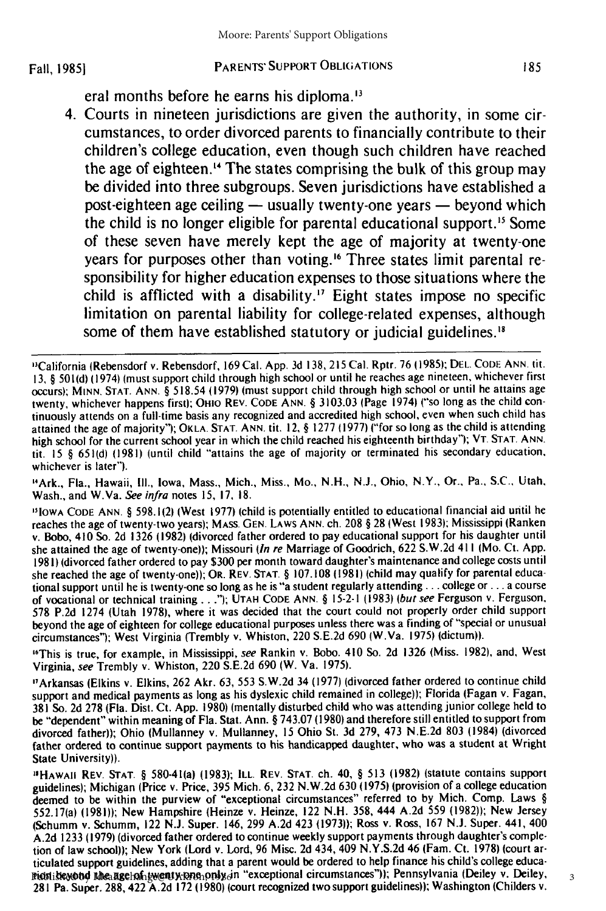eral months before he earns his diploma.[13]

4. Courts in nineteen jurisdictions are given the authority, in some circumstances, to order divorced parents to financially contribute to their children's college education, even though such children have reached the age of eighteen.[14] The states comprising the bulk of this group may be divided into three subgroups. Seven jurisdictions have established a post-eighteen age ceiling — usually twenty-one years — beyond which the child is no longer eligible for parental educational support.[15] Some of these seven have merely kept the age of majority at twenty-one years for purposes other than voting.[16] Three states limit parental responsibility for higher education expenses to those situations where the child is afflicted with a disability.[17] Eight states impose no specific limitation on parental liability for college-related expenses, although some of them have established statutory or judicial guidelines.[18]

---

[13] California (Rebensdorf v. Rebensdorf, 169 Cal. App. 3d 138, 215 Cal. Rptr. 76 (1985); Del. Code Ann. tit. 13, § 501(d) (1974) (must support child through high school or until he reaches age nineteen, whichever first occurs); Minn. Stat. Ann. § 518.54 (1979) (must support child through high school or until he attains age twenty, whichever happens first); Ohio Rev. Code Ann. § 3103.03 (Page 1974) ("so long as the child continuously attends on a full-time basis any recognized and accredited high school, even when such child has attained the age of majority"); Okla. Stat. Ann. tit. 12, § 1277 (1977) ("for so long as the child is attending high school for the current school year in which the child reached his eighteenth birthday"); Vt. Stat. Ann. tit. 15 § 651(d) (1981) (until child "attains the age of majority or terminated his secondary education, whichever is later").

[14] Ark., Fla., Hawaii, Ill., Iowa, Mass., Mich., Miss., Mo., N.H., N.J., Ohio, N.Y., Or., Pa., S.C., Utah, Wash., and W.Va. *See infra* notes 15, 17, 18.

[15] Iowa Code Ann. § 598.1(2) (West 1977) (child is potentially entitled to educational financial aid until he reaches the age of twenty-two years); Mass. Gen. Laws Ann. ch. 208 § 28 (West 1983); Mississippi (Ranken v. Bobo, 410 So. 2d 1326 (1982) (divorced father ordered to pay educational support for his daughter until she attained the age of twenty-one)); Missouri (*In re* Marriage of Goodrich, 622 S.W.2d 411 (Mo. Ct. App. 1981) (divorced father ordered to pay $300 per month toward daughter's maintenance and college costs until she reached the age of twenty-one)); Or. Rev. Stat. § 107.108 (1981) (child may qualify for parental educational support until he is twenty-one so long as he is "a student regularly attending . . . college or . . . a course of vocational or technical training . . ."); Utah Code Ann. § 15-2-1 (1983) (*but see* Ferguson v. Ferguson, 578 P.2d 1274 (Utah 1978), where it was decided that the court could not properly order child support beyond the age of eighteen for college educational purposes unless there was a finding of "special or unusual circumstances"); West Virginia (Trembly v. Whiston, 220 S.E.2d 690 (W.Va. 1975) (dictum)).

[16] This is true, for example, in Mississippi, *see* Rankin v. Bobo, 410 So. 2d 1326 (Miss. 1982), and, West Virginia, *see* Trembly v. Whiston, 220 S.E.2d 690 (W. Va. 1975).

[17] Arkansas (Elkins v. Elkins, 262 Akr. 63, 553 S.W.2d 34 (1977) (divorced father ordered to continue child support and medical payments as long as his dyslexic child remained in college)); Florida (Fagan v. Fagan, 381 So. 2d 278 (Fla. Dist. Ct. App. 1980) (mentally disturbed child who was attending junior college held to be "dependent" within meaning of Fla. Stat. Ann. § 743.07 (1980) and therefore still entitled to support from divorced father)); Ohio (Mullanney v. Mullanney, 15 Ohio St. 3d 279, 473 N.E.2d 803 (1984) (divorced father ordered to continue support payments to his handicapped daughter, who was a student at Wright State University)).

[18] Hawaii Rev. Stat. § 580-41(a) (1983); Ill. Rev. Stat. ch. 40, § 513 (1982) (statute contains support guidelines); Michigan (Price v. Price, 395 Mich. 6, 232 N.W.2d 630 (1975) (provision of a college education deemed to be within the purview of "exceptional circumstances" referred to by Mich. Comp. Laws § 552.17(a) (1981)); New Hampshire (Heinze v. Heinze, 122 N.H. 358, 444 A.2d 559 (1982)); New Jersey (Schumm v. Schumm, 122 N.J. Super. 146, 299 A.2d 423 (1973)); Ross v. Ross, 167 N.J. Super. 441, 400 A.2d 1233 (1979) (divorced father ordered to continue weekly support payments through daughter's completion of law school)); New York (Lord v. Lord, 96 Misc. 2d 434, 409 N.Y.S.2d 46 (Fam. Ct. 1978) (court articulated support guidelines, adding that a parent would be ordered to help finance his child's college education beyond the age of twenty-one only in "exceptional circumstances")); Pennsylvania (Deiley v. Deiley, 281 Pa. Super. 288, 422 A.2d 172 (1980) (court recognized two support guidelines)); Washington (Childers v.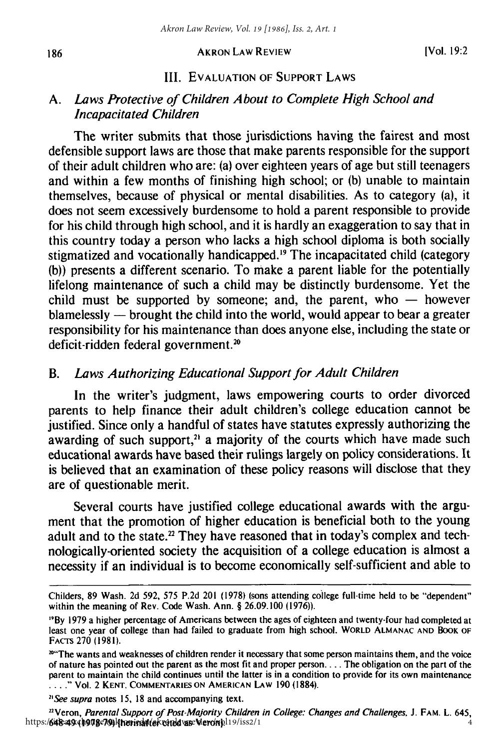## III. Evaluation of Support Laws

### A. *Laws Protective of Children About to Complete High School and Incapacitated Children*

The writer submits that those jurisdictions having the fairest and most defensible support laws are those that make parents responsible for the support of their adult children who are: (a) over eighteen years of age but still teenagers and within a few months of finishing high school; or (b) unable to maintain themselves, because of physical or mental disabilities. As to category (a), it does not seem excessively burdensome to hold a parent responsible to provide for his child through high school, and it is hardly an exaggeration to say that in this country today a person who lacks a high school diploma is both socially stigmatized and vocationally handicapped.[19] The incapacitated child (category (b)) presents a different scenario. To make a parent liable for the potentially lifelong maintenance of such a child may be distinctly burdensome. Yet the child must be supported by someone; and, the parent, who — however blamelessly — brought the child into the world, would appear to bear a greater responsibility for his maintenance than does anyone else, including the state or deficit-ridden federal government.[20]

### B. *Laws Authorizing Educational Support for Adult Children*

In the writer's judgment, laws empowering courts to order divorced parents to help finance their adult children's college education cannot be justified. Since only a handful of states have statutes expressly authorizing the awarding of such support,[21] a majority of the courts which have made such educational awards have based their rulings largely on policy considerations. It is believed that an examination of these policy reasons will disclose that they are of questionable merit.

Several courts have justified college educational awards with the argument that the promotion of higher education is beneficial both to the young adult and to the state.[22] They have reasoned that in today's complex and technologically-oriented society the acquisition of a college education is almost a necessity if an individual is to become economically self-sufficient and able to

---

Childers, 89 Wash. 2d 592, 575 P.2d 201 (1978) (sons attending college full-time held to be "dependent" within the meaning of Rev. Code Wash. Ann. § 26.09.100 (1976)).

[19] By 1979 a higher percentage of Americans between the ages of eighteen and twenty-four had completed at least one year of college than had failed to graduate from high school. WORLD ALMANAC AND BOOK OF FACTS 270 (1981).

[20] "The wants and weaknesses of children render it necessary that some person maintains them, and the voice of nature has pointed out the parent as the most fit and proper person. . . . The obligation on the part of the parent to maintain the child continues until the latter is in a condition to provide for its own maintenance . . . ." Vol. 2 KENT, COMMENTARIES ON AMERICAN LAW 190 (1884).

[21] *See supra* notes 15, 18 and accompanying text.

[22] Veron, *Parental Support of Post-Majority Children in College: Changes and Challenges*, J. FAM. L. 645, 648-49 (1978-79) [hereinafter cited as Veron].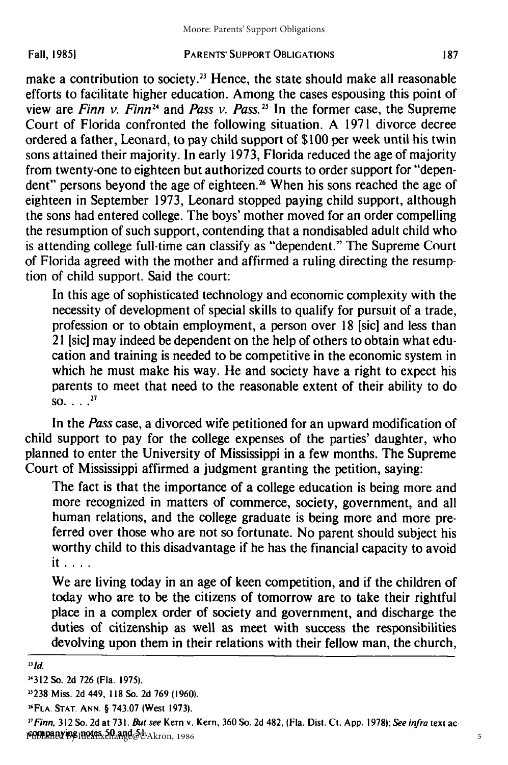make a contribution to society.[23] Hence, the state should make all reasonable efforts to facilitate higher education. Among the cases espousing this point of view are *Finn v. Finn*[24] and *Pass v. Pass.*[25] In the former case, the Supreme Court of Florida confronted the following situation. A 1971 divorce decree ordered a father, Leonard, to pay child support of $100 per week until his twin sons attained their majority. In early 1973, Florida reduced the age of majority from twenty-one to eighteen but authorized courts to order support for "dependent" persons beyond the age of eighteen.[26] When his sons reached the age of eighteen in September 1973, Leonard stopped paying child support, although the sons had entered college. The boys' mother moved for an order compelling the resumption of such support, contending that a nondisabled adult child who is attending college full-time can classify as "dependent." The Supreme Court of Florida agreed with the mother and affirmed a ruling directing the resumption of child support. Said the court:

> In this age of sophisticated technology and economic complexity with the necessity of development of special skills to qualify for pursuit of a trade, profession or to obtain employment, a person over 18 [sic] and less than 21 [sic] may indeed be dependent on the help of others to obtain what education and training is needed to be competitive in the economic system in which he must make his way. He and society have a right to expect his parents to meet that need to the reasonable extent of their ability to do so. . . .[27]

In the *Pass* case, a divorced wife petitioned for an upward modification of child support to pay for the college expenses of the parties' daughter, who planned to enter the University of Mississippi in a few months. The Supreme Court of Mississippi affirmed a judgment granting the petition, saying:

> The fact is that the importance of a college education is being more and more recognized in matters of commerce, society, government, and all human relations, and the college graduate is being more and more preferred over those who are not so fortunate. No parent should subject his worthy child to this disadvantage if he has the financial capacity to avoid it . . . .
>
> We are living today in an age of keen competition, and if the children of today who are to be the citizens of tomorrow are to take their rightful place in a complex order of society and government, and discharge the duties of citizenship as well as meet with success the responsibilities devolving upon them in their relations with their fellow man, the church,

---

[23] *Id.*

[24] 312 So. 2d 726 (Fla. 1975).

[25] 238 Miss. 2d 449, 118 So. 2d 769 (1960).

[26] FLA. STAT. ANN. § 743.07 (West 1973).

[27] *Finn*, 312 So. 2d at 731. *But see* Kern v. Kern, 360 So. 2d 482, (Fla. Dist. Ct. App. 1978); *See infra* text accompanying notes 50 and 51.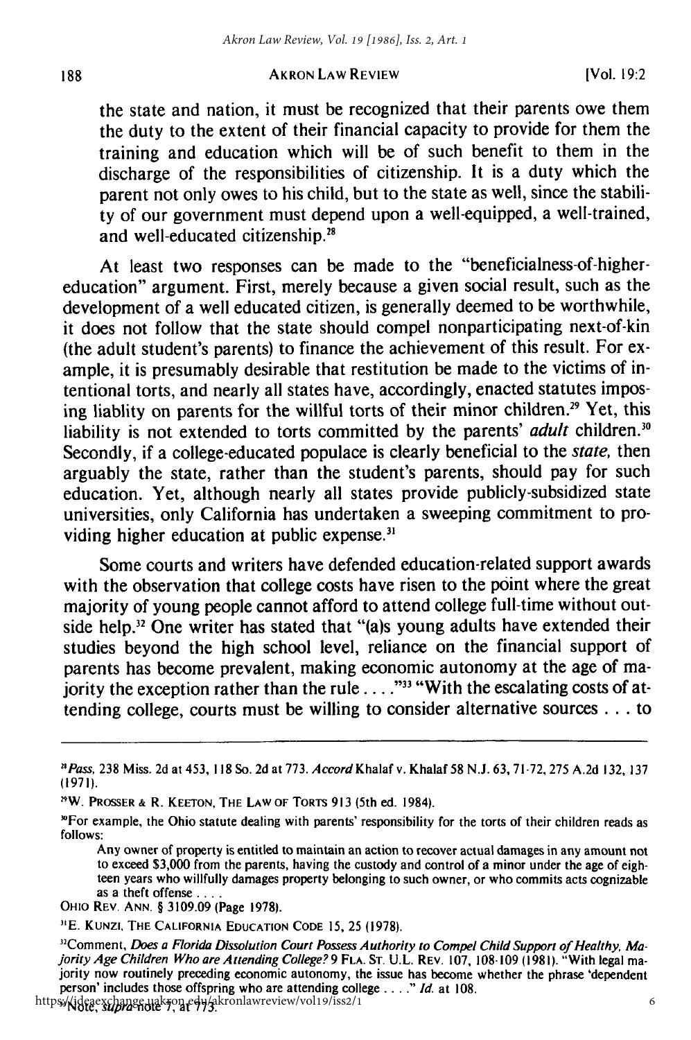the state and nation, it must be recognized that their parents owe them the duty to the extent of their financial capacity to provide for them the training and education which will be of such benefit to them in the discharge of the responsibilities of citizenship. It is a duty which the parent not only owes to his child, but to the state as well, since the stability of our government must depend upon a well-equipped, a well-trained, and well-educated citizenship.[28]

At least two responses can be made to the "beneficialness-of-higher-education" argument. First, merely because a given social result, such as the development of a well educated citizen, is generally deemed to be worthwhile, it does not follow that the state should compel nonparticipating next-of-kin (the adult student's parents) to finance the achievement of this result. For example, it is presumably desirable that restitution be made to the victims of intentional torts, and nearly all states have, accordingly, enacted statutes imposing liablity on parents for the willful torts of their minor children.[29] Yet, this liability is not extended to torts committed by the parents' *adult* children.[30] Secondly, if a college-educated populace is clearly beneficial to the *state,* then arguably the state, rather than the student's parents, should pay for such education. Yet, although nearly all states provide publicly-subsidized state universities, only California has undertaken a sweeping commitment to providing higher education at public expense.[31]

Some courts and writers have defended education-related support awards with the observation that college costs have risen to the point where the great majority of young people cannot afford to attend college full-time without outside help.[32] One writer has stated that "(a)s young adults have extended their studies beyond the high school level, reliance on the financial support of parents has become prevalent, making economic autonomy at the age of majority the exception rather than the rule . . . ."[33] "With the escalating costs of attending college, courts must be willing to consider alternative sources . . . to

---

[28] *Pass,* 238 Miss. 2d at 453, 118 So. 2d at 773. *Accord* Khalaf v. Khalaf 58 N.J. 63, 71-72, 275 A.2d 132, 137 (1971).

[29] W. PROSSER & R. KEETON, THE LAW OF TORTS 913 (5th ed. 1984).

[30] For example, the Ohio statute dealing with parents' responsibility for the torts of their children reads as follows:

> Any owner of property is entitled to maintain an action to recover actual damages in any amount not to exceed $3,000 from the parents, having the custody and control of a minor under the age of eighteen years who willfully damages property belonging to such owner, or who commits acts cognizable as a theft offense . . . .

OHIO REV. ANN. § 3109.09 (Page 1978).

[31] E. KUNZI, THE CALIFORNIA EDUCATION CODE 15, 25 (1978).

[32] Comment, *Does a Florida Dissolution Court Possess Authority to Compel Child Support of Healthy, Majority Age Children Who are Attending College?* 9 FLA. ST. U.L. REV. 107, 108-109 (1981). "With legal majority now routinely preceding economic autonomy, the issue has become whether the phrase 'dependent person' includes those offspring who are attending college . . . ." *Id.* at 108.

[33] Note, *supra* note 7, at 773.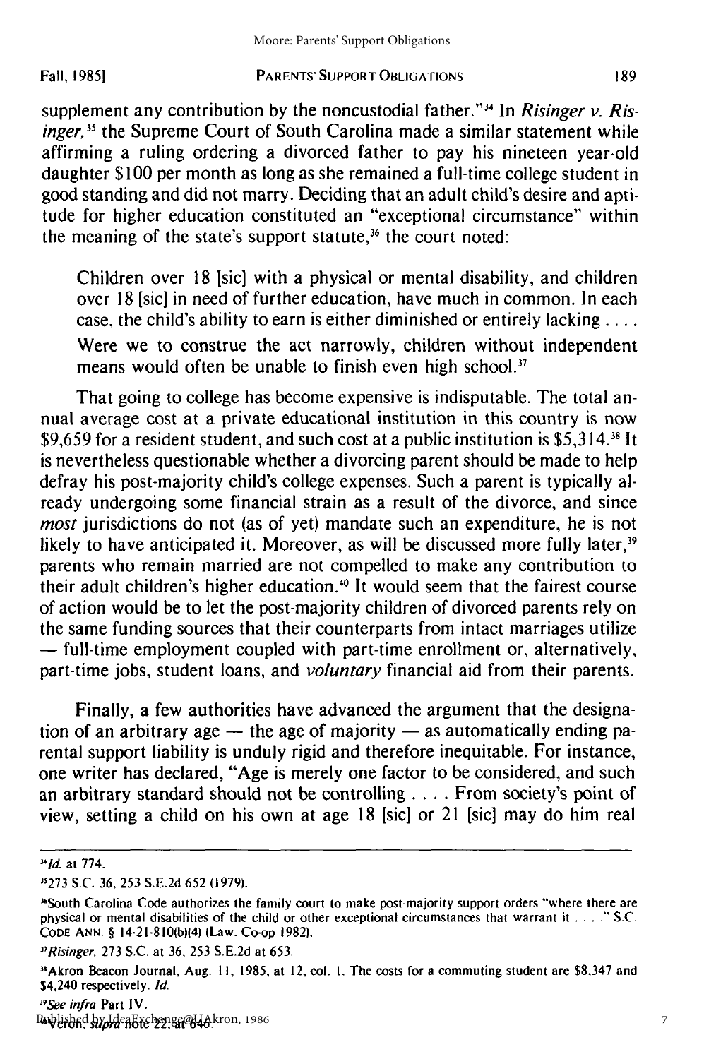supplement any contribution by the noncustodial father."[34] In *Risinger v. Risinger*,[35] the Supreme Court of South Carolina made a similar statement while affirming a ruling ordering a divorced father to pay his nineteen year-old daughter $100 per month as long as she remained a full-time college student in good standing and did not marry. Deciding that an adult child's desire and aptitude for higher education constituted an "exceptional circumstance" within the meaning of the state's support statute,[36] the court noted:

> Children over 18 [sic] with a physical or mental disability, and children over 18 [sic] in need of further education, have much in common. In each case, the child's ability to earn is either diminished or entirely lacking . . . . Were we to construe the act narrowly, children without independent means would often be unable to finish even high school.[37]

That going to college has become expensive is indisputable. The total annual average cost at a private educational institution in this country is now $9,659 for a resident student, and such cost at a public institution is $5,314.[38] It is nevertheless questionable whether a divorcing parent should be made to help defray his post-majority child's college expenses. Such a parent is typically already undergoing some financial strain as a result of the divorce, and since *most* jurisdictions do not (as of yet) mandate such an expenditure, he is not likely to have anticipated it. Moreover, as will be discussed more fully later,[39] parents who remain married are not compelled to make any contribution to their adult children's higher education.[40] It would seem that the fairest course of action would be to let the post-majority children of divorced parents rely on the same funding sources that their counterparts from intact marriages utilize — full-time employment coupled with part-time enrollment or, alternatively, part-time jobs, student loans, and *voluntary* financial aid from their parents.

Finally, a few authorities have advanced the argument that the designation of an arbitrary age — the age of majority — as automatically ending parental support liability is unduly rigid and therefore inequitable. For instance, one writer has declared, "Age is merely one factor to be considered, and such an arbitrary standard should not be controlling . . . . From society's point of view, setting a child on his own at age 18 [sic] or 21 [sic] may do him real

---

[34] *Id.* at 774.

[35] 273 S.C. 36, 253 S.E.2d 652 (1979).

[36] South Carolina Code authorizes the family court to make post-majority support orders "where there are physical or mental disabilities of the child or other exceptional circumstances that warrant it . . . ." S.C. CODE ANN. § 14-21-810(b)(4) (Law. Co-op 1982).

[37] *Risinger*, 273 S.C. at 36, 253 S.E.2d at 653.

[38] Akron Beacon Journal, Aug. 11, 1985, at 12, col. 1. The costs for a commuting student are $8,347 and $4,240 respectively. *Id.*

[39] *See infra* Part IV.

[40] Veron, *supra* note 22, at 640.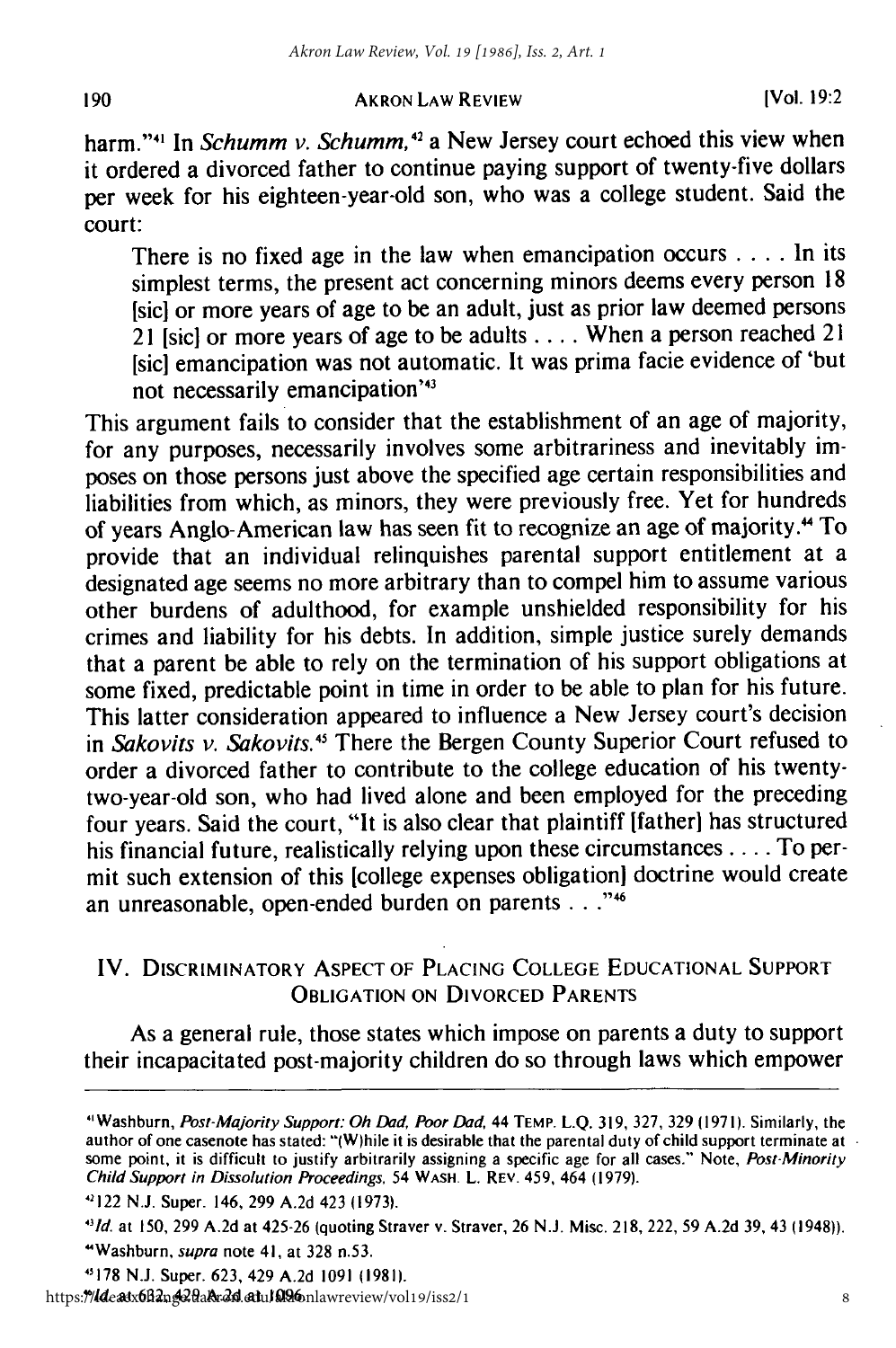harm."[41] In *Schumm v. Schumm*,[42] a New Jersey court echoed this view when it ordered a divorced father to continue paying support of twenty-five dollars per week for his eighteen-year-old son, who was a college student. Said the court:

> There is no fixed age in the law when emancipation occurs . . . . In its simplest terms, the present act concerning minors deems every person 18 [sic] or more years of age to be an adult, just as prior law deemed persons 21 [sic] or more years of age to be adults . . . . When a person reached 21 [sic] emancipation was not automatic. It was prima facie evidence of 'but not necessarily emancipation'[43]

This argument fails to consider that the establishment of an age of majority, for any purposes, necessarily involves some arbitrariness and inevitably imposes on those persons just above the specified age certain responsibilities and liabilities from which, as minors, they were previously free. Yet for hundreds of years Anglo-American law has seen fit to recognize an age of majority.[44] To provide that an individual relinquishes parental support entitlement at a designated age seems no more arbitrary than to compel him to assume various other burdens of adulthood, for example unshielded responsibility for his crimes and liability for his debts. In addition, simple justice surely demands that a parent be able to rely on the termination of his support obligations at some fixed, predictable point in time in order to be able to plan for his future. This latter consideration appeared to influence a New Jersey court's decision in *Sakovits v. Sakovits*.[45] There the Bergen County Superior Court refused to order a divorced father to contribute to the college education of his twenty-two-year-old son, who had lived alone and been employed for the preceding four years. Said the court, "It is also clear that plaintiff [father] has structured his financial future, realistically relying upon these circumstances . . . . To permit such extension of this [college expenses obligation] doctrine would create an unreasonable, open-ended burden on parents . . ."[46]

## IV. Discriminatory Aspect of Placing College Educational Support Obligation on Divorced Parents

As a general rule, those states which impose on parents a duty to support their incapacitated post-majority children do so through laws which empower

---

[41] Washburn, *Post-Majority Support: Oh Dad, Poor Dad*, 44 Temp. L.Q. 319, 327, 329 (1971). Similarly, the author of one casenote has stated: "(W)hile it is desirable that the parental duty of child support terminate at some point, it is difficult to justify arbitrarily assigning a specific age for all cases." Note, *Post-Minority Child Support in Dissolution Proceedings*, 54 Wash. L. Rev. 459, 464 (1979).

[42] 122 N.J. Super. 146, 299 A.2d 423 (1973).

[43] *Id.* at 150, 299 A.2d at 425-26 (quoting Straver v. Straver, 26 N.J. Misc. 218, 222, 59 A.2d 39, 43 (1948)).

[44] Washburn, *supra* note 41, at 328 n.53.

[45] 178 N.J. Super. 623, 429 A.2d 1091 (1981).

[46] *Id.* at 632, 429 A.2d at 1096.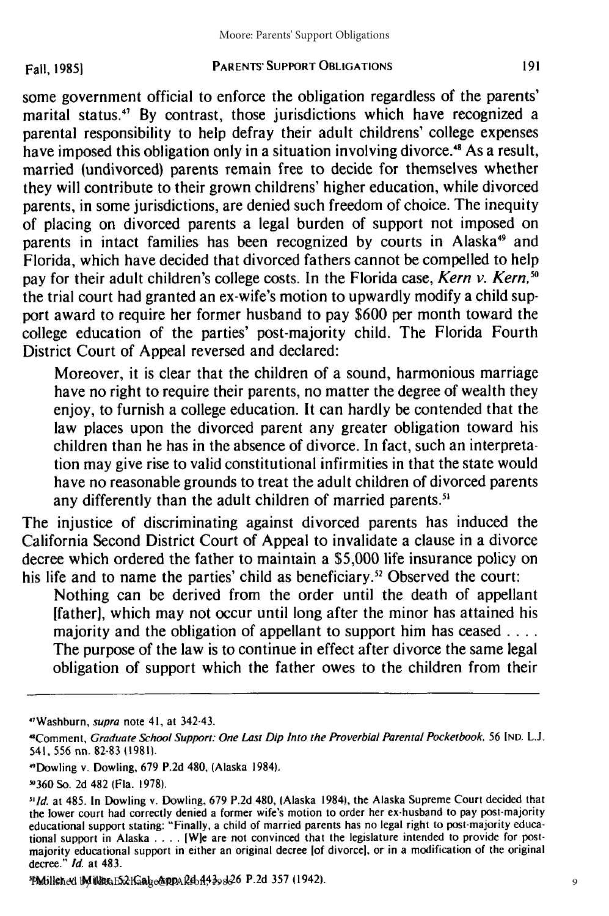some government official to enforce the obligation regardless of the parents' marital status.[47] By contrast, those jurisdictions which have recognized a parental responsibility to help defray their adult childrens' college expenses have imposed this obligation only in a situation involving divorce.[48] As a result, married (undivorced) parents remain free to decide for themselves whether they will contribute to their grown childrens' higher education, while divorced parents, in some jurisdictions, are denied such freedom of choice. The inequity of placing on divorced parents a legal burden of support not imposed on parents in intact families has been recognized by courts in Alaska[49] and Florida, which have decided that divorced fathers cannot be compelled to help pay for their adult children's college costs. In the Florida case, *Kern v. Kern*,[50] the trial court had granted an ex-wife's motion to upwardly modify a child support award to require her former husband to pay $600 per month toward the college education of the parties' post-majority child. The Florida Fourth District Court of Appeal reversed and declared:

> Moreover, it is clear that the children of a sound, harmonious marriage have no right to require their parents, no matter the degree of wealth they enjoy, to furnish a college education. It can hardly be contended that the law places upon the divorced parent any greater obligation toward his children than he has in the absence of divorce. In fact, such an interpretation may give rise to valid constitutional infirmities in that the state would have no reasonable grounds to treat the adult children of divorced parents any differently than the adult children of married parents.[51]

The injustice of discriminating against divorced parents has induced the California Second District Court of Appeal to invalidate a clause in a divorce decree which ordered the father to maintain a $5,000 life insurance policy on his life and to name the parties' child as beneficiary.[52] Observed the court:

> Nothing can be derived from the order until the death of appellant [father], which may not occur until long after the minor has attained his majority and the obligation of appellant to support him has ceased . . . . The purpose of the law is to continue in effect after divorce the same legal obligation of support which the father owes to the children from their

---

[47] Washburn, *supra* note 41, at 342-43.

[48] Comment, *Graduate School Support: One Last Dip Into the Proverbial Parental Pocketbook*, 56 IND. L.J. 541, 556 nn. 82-83 (1981).

[49] Dowling v. Dowling, 679 P.2d 480, (Alaska 1984).

[50] 360 So. 2d 482 (Fla. 1978).

[51] *Id.* at 485. In Dowling v. Dowling, 679 P.2d 480, (Alaska 1984), the Alaska Supreme Court decided that the lower court had correctly denied a former wife's motion to order her ex-husband to pay post-majority educational support stating: "Finally, a child of married parents has no legal right to post-majority educational support in Alaska . . . . [W]e are not convinced that the legislature intended to provide for post-majority educational support in either an original decree [of divorce], or in a modification of the original decree." *Id.* at 483.

[52] Miller v. Miller, 52 Cal. App. 2d 443, 126 P.2d 357 (1942).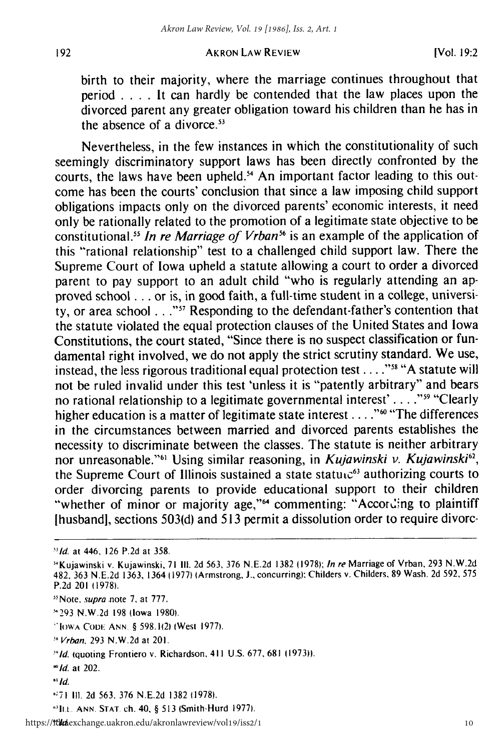birth to their majority, where the marriage continues throughout that period . . . . It can hardly be contended that the law places upon the divorced parent any greater obligation toward his children than he has in the absence of a divorce.[53]

Nevertheless, in the few instances in which the constitutionality of such seemingly discriminatory support laws has been directly confronted by the courts, the laws have been upheld.[54] An important factor leading to this outcome has been the courts' conclusion that since a law imposing child support obligations impacts only on the divorced parents' economic interests, it need only be rationally related to the promotion of a legitimate state objective to be constitutional.[55] *In re Marriage of Vrban*[56] is an example of the application of this "rational relationship" test to a challenged child support law. There the Supreme Court of Iowa upheld a statute allowing a court to order a divorced parent to pay support to an adult child "who is regularly attending an approved school . . . or is, in good faith, a full-time student in a college, university, or area school . . ."[57] Responding to the defendant-father's contention that the statute violated the equal protection clauses of the United States and Iowa Constitutions, the court stated, "Since there is no suspect classification or fundamental right involved, we do not apply the strict scrutiny standard. We use, instead, the less rigorous traditional equal protection test . . . ."[58] "A statute will not be ruled invalid under this test 'unless it is "patently arbitrary" and bears no rational relationship to a legitimate governmental interest' . . . ."[59] "Clearly higher education is a matter of legitimate state interest . . . ."[60] "The differences in the circumstances between married and divorced parents establishes the necessity to discriminate between the classes. The statute is neither arbitrary nor unreasonable."[61] Using similar reasoning, in *Kujawinski v. Kujawinski*[62], the Supreme Court of Illinois sustained a state statute[63] authorizing courts to order divorcing parents to provide educational support to their children "whether of minor or majority age,"[64] commenting: "According to plaintiff [husband], sections 503(d) and 513 permit a dissolution order to require divorc-

---

[53] *Id.* at 446, 126 P.2d at 358.

[54] Kujawinski v. Kujawinski, 71 Ill. 2d 563, 376 N.E.2d 1382 (1978); *In re* Marriage of Vrban, 293 N.W.2d 482, 363 N.E.2d 1363, 1364 (1977) (Armstrong, J., concurring); Childers v. Childers, 89 Wash. 2d 592, 575 P.2d 201 (1978).

[55] Note, *supra* note 7, at 777.

[56] 293 N.W.2d 198 (Iowa 1980).

[57] Iowa Code Ann. § 598.1(2) (West 1977).

[58] *Vrban*, 293 N.W.2d at 201.

[59] *Id.* (quoting Frontiero v. Richardson, 411 U.S. 677, 681 (1973)).

[60] *Id.* at 202.

[61] *Id.*

[62] 71 Ill. 2d 563, 376 N.E.2d 1382 (1978).

[63] Ill. Ann. Stat. ch. 40, § 513 (Smith-Hurd 1977).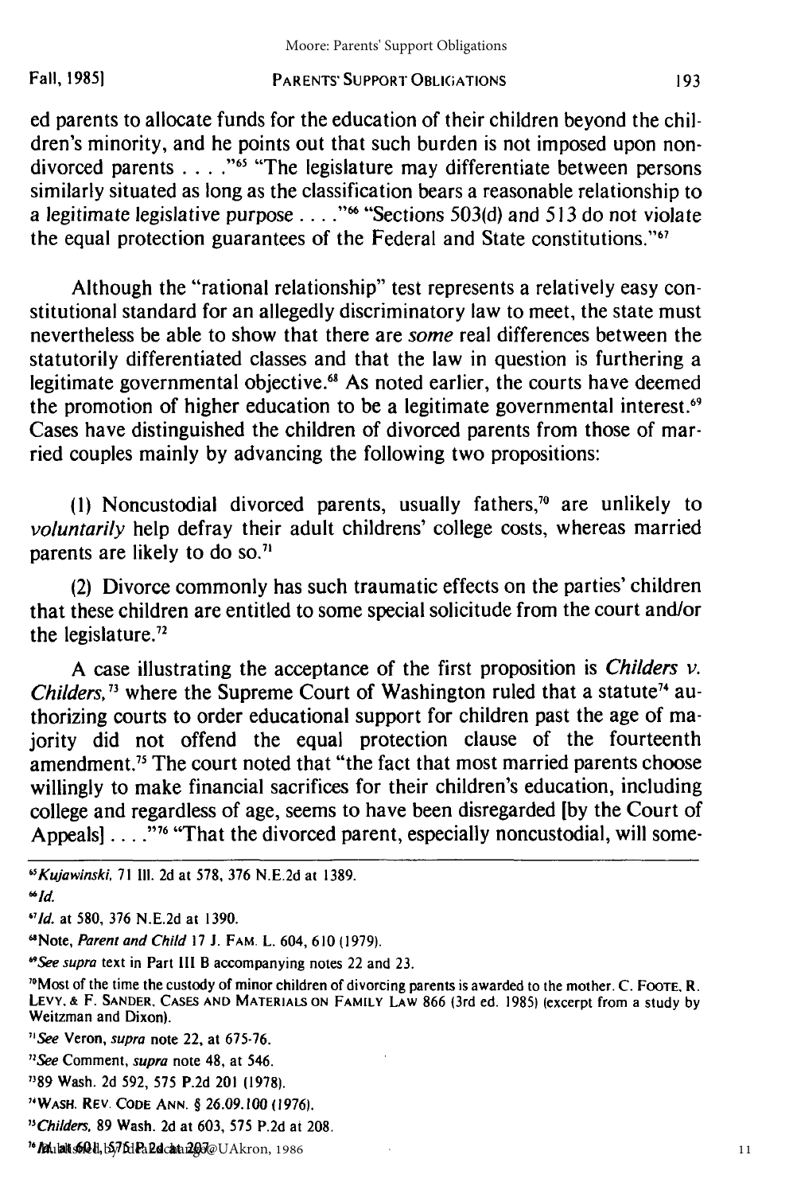ed parents to allocate funds for the education of their children beyond the children's minority, and he points out that such burden is not imposed upon nondivorced parents . . . ."[65] "The legislature may differentiate between persons similarly situated as long as the classification bears a reasonable relationship to a legitimate legislative purpose . . . ."[66] "Sections 503(d) and 513 do not violate the equal protection guarantees of the Federal and State constitutions."[67]

Although the "rational relationship" test represents a relatively easy constitutional standard for an allegedly discriminatory law to meet, the state must nevertheless be able to show that there are *some* real differences between the statutorily differentiated classes and that the law in question is furthering a legitimate governmental objective.[68] As noted earlier, the courts have deemed the promotion of higher education to be a legitimate governmental interest.[69] Cases have distinguished the children of divorced parents from those of married couples mainly by advancing the following two propositions:

(1) Noncustodial divorced parents, usually fathers,[70] are unlikely to *voluntarily* help defray their adult childrens' college costs, whereas married parents are likely to do so.[71]

(2) Divorce commonly has such traumatic effects on the parties' children that these children are entitled to some special solicitude from the court and/or the legislature.[72]

A case illustrating the acceptance of the first proposition is *Childers v. Childers*,[73] where the Supreme Court of Washington ruled that a statute[74] authorizing courts to order educational support for children past the age of majority did not offend the equal protection clause of the fourteenth amendment.[75] The court noted that "the fact that most married parents choose willingly to make financial sacrifices for their children's education, including college and regardless of age, seems to have been disregarded [by the Court of Appeals] . . . ."[76] "That the divorced parent, especially noncustodial, will some-

---

[65] *Kujawinski*, 71 Ill. 2d at 578, 376 N.E.2d at 1389.

[66] *Id.*

[67] *Id.* at 580, 376 N.E.2d at 1390.

[68] Note, *Parent and Child* 17 J. FAM. L. 604, 610 (1979).

[69] *See supra* text in Part III B accompanying notes 22 and 23.

[70] Most of the time the custody of minor children of divorcing parents is awarded to the mother. C. FOOTE, R. LEVY, & F. SANDER, CASES AND MATERIALS ON FAMILY LAW 866 (3rd ed. 1985) (excerpt from a study by Weitzman and Dixon).

[71] *See* Veron, *supra* note 22, at 675-76.

[72] *See* Comment, *supra* note 48, at 546.

[73] 89 Wash. 2d 592, 575 P.2d 201 (1978).

[74] WASH. REV. CODE ANN. § 26.09.100 (1976).

[75] *Childers*, 89 Wash. 2d at 603, 575 P.2d at 208.

[76] *Id.* at 601, 575 P.2d at 207.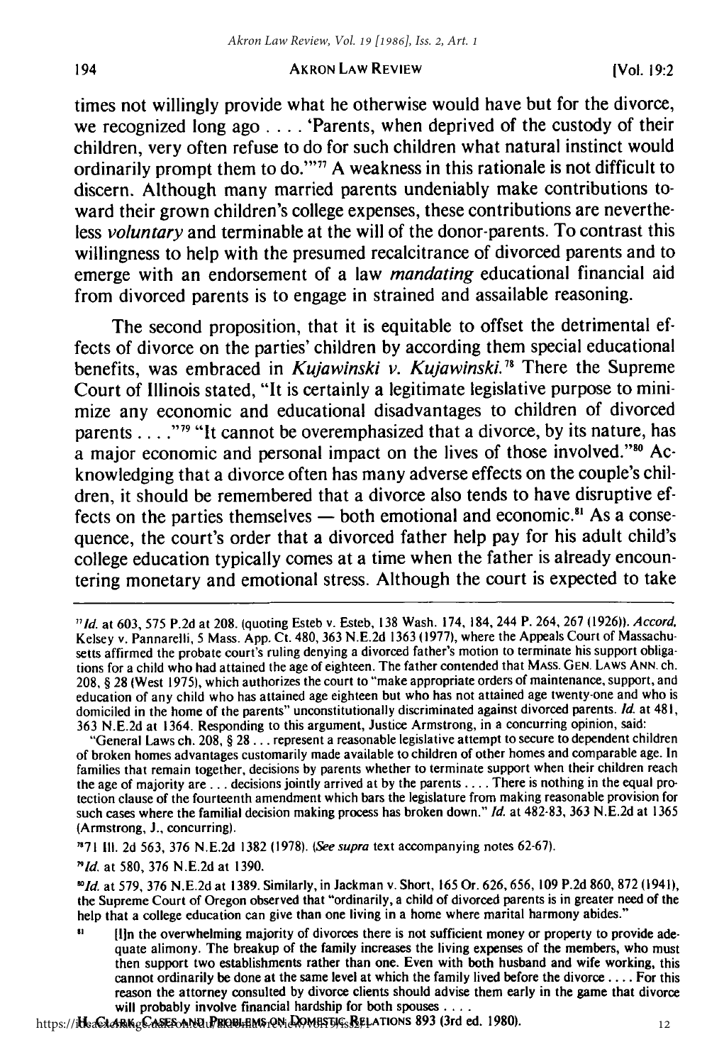times not willingly provide what he otherwise would have but for the divorce, we recognized long ago . . . . 'Parents, when deprived of the custody of their children, very often refuse to do for such children what natural instinct would ordinarily prompt them to do.'"[77] A weakness in this rationale is not difficult to discern. Although many married parents undeniably make contributions toward their grown children's college expenses, these contributions are nevertheless *voluntary* and terminable at the will of the donor-parents. To contrast this willingness to help with the presumed recalcitrance of divorced parents and to emerge with an endorsement of a law *mandating* educational financial aid from divorced parents is to engage in strained and assailable reasoning.

The second proposition, that it is equitable to offset the detrimental effects of divorce on the parties' children by according them special educational benefits, was embraced in *Kujawinski v. Kujawinski.*[78] There the Supreme Court of Illinois stated, "It is certainly a legitimate legislative purpose to minimize any economic and educational disadvantages to children of divorced parents . . . ."[79] "It cannot be overemphasized that a divorce, by its nature, has a major economic and personal impact on the lives of those involved."[80] Acknowledging that a divorce often has many adverse effects on the couple's children, it should be remembered that a divorce also tends to have disruptive effects on the parties themselves — both emotional and economic.[81] As a consequence, the court's order that a divorced father help pay for his adult child's college education typically comes at a time when the father is already encountering monetary and emotional stress. Although the court is expected to take

---

[77] *Id.* at 603, 575 P.2d at 208. (quoting Esteb v. Esteb, 138 Wash. 174, 184, 244 P. 264, 267 (1926)). *Accord,* Kelsey v. Pannarelli, 5 Mass. App. Ct. 480, 363 N.E.2d 1363 (1977), where the Appeals Court of Massachusetts affirmed the probate court's ruling denying a divorced father's motion to terminate his support obligations for a child who had attained the age of eighteen. The father contended that MASS. GEN. LAWS ANN. ch. 208, § 28 (West 1975), which authorizes the court to "make appropriate orders of maintenance, support, and education of any child who has attained age eighteen but who has not attained age twenty-one and who is domiciled in the home of the parents" unconstitutionally discriminated against divorced parents. *Id.* at 481, 363 N.E.2d at 1364. Responding to this argument, Justice Armstrong, in a concurring opinion, said:

"General Laws ch. 208, § 28 . . . represent a reasonable legislative attempt to secure to dependent children of broken homes advantages customarily made available to children of other homes and comparable age. In families that remain together, decisions by parents whether to terminate support when their children reach the age of majority are . . . decisions jointly arrived at by the parents . . . . There is nothing in the equal protection clause of the fourteenth amendment which bars the legislature from making reasonable provision for such cases where the familial decision making process has broken down." *Id.* at 482-83, 363 N.E.2d at 1365 (Armstrong, J., concurring).

[78] 71 Ill. 2d 563, 376 N.E.2d 1382 (1978). (*See supra* text accompanying notes 62-67).

[79] *Id.* at 580, 376 N.E.2d at 1390.

[80] *Id.* at 579, 376 N.E.2d at 1389. Similarly, in Jackman v. Short, 165 Or. 626, 656, 109 P.2d 860, 872 (1941), the Supreme Court of Oregon observed that "ordinarily, a child of divorced parents is in greater need of the help that a college education can give than one living in a home where marital harmony abides."

[81] [I]n the overwhelming majority of divorces there is not sufficient money or property to provide adequate alimony. The breakup of the family increases the living expenses of the members, who must then support two establishments rather than one. Even with both husband and wife working, this cannot ordinarily be done at the same level at which the family lived before the divorce . . . . For this reason the attorney consulted by divorce clients should advise them early in the game that divorce will probably involve financial hardship for both spouses . . . .

H. CLARK, CASES AND PROBLEMS ON DOMESTIC RELATIONS 893 (3rd ed. 1980).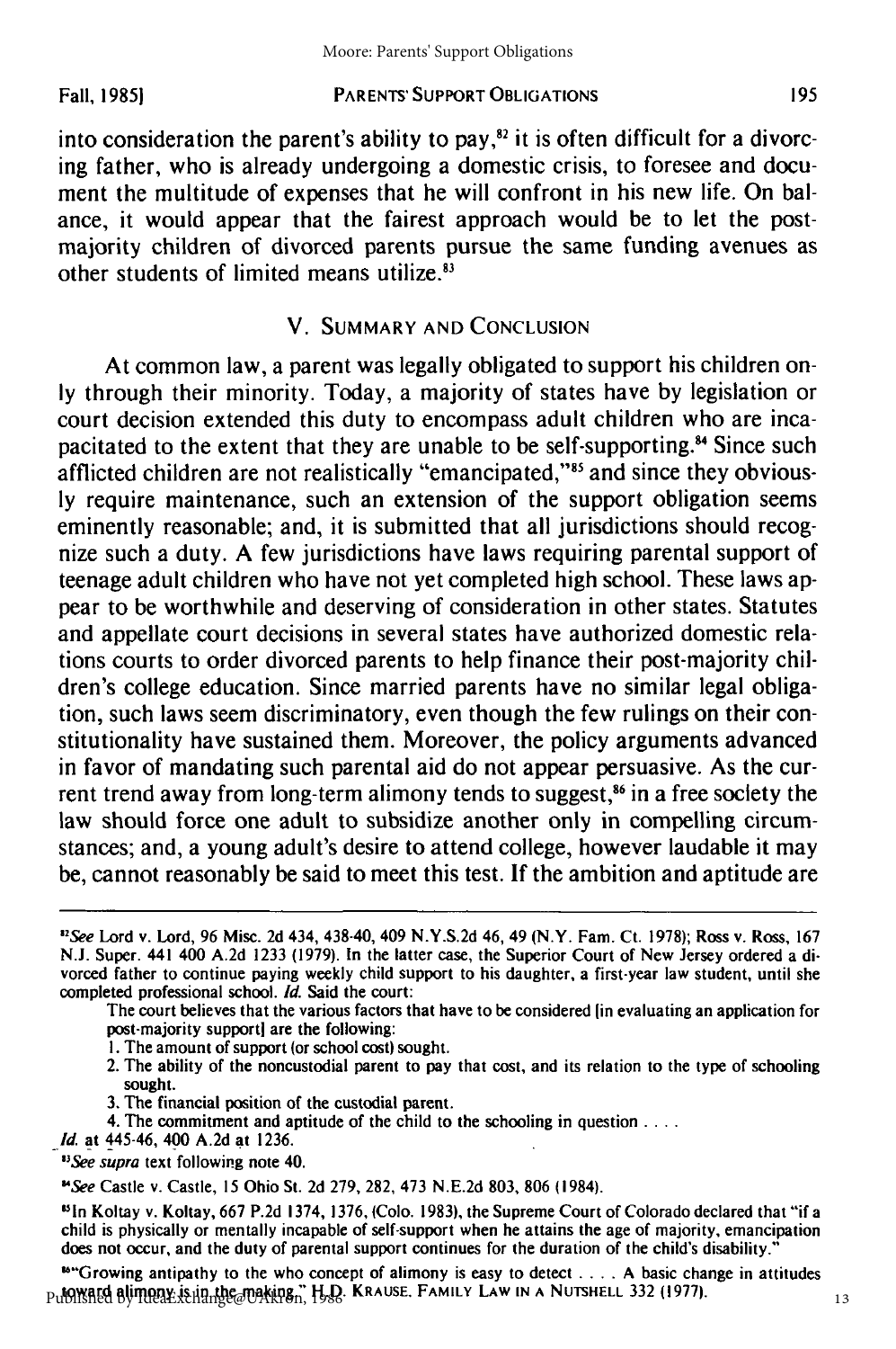into consideration the parent's ability to pay,[82] it is often difficult for a divorcing father, who is already undergoing a domestic crisis, to foresee and document the multitude of expenses that he will confront in his new life. On balance, it would appear that the fairest approach would be to let the post-majority children of divorced parents pursue the same funding avenues as other students of limited means utilize.[83]

## V. SUMMARY AND CONCLUSION

At common law, a parent was legally obligated to support his children only through their minority. Today, a majority of states have by legislation or court decision extended this duty to encompass adult children who are incapacitated to the extent that they are unable to be self-supporting.[84] Since such afflicted children are not realistically "emancipated,"[85] and since they obviously require maintenance, such an extension of the support obligation seems eminently reasonable; and, it is submitted that all jurisdictions should recognize such a duty. A few jurisdictions have laws requiring parental support of teenage adult children who have not yet completed high school. These laws appear to be worthwhile and deserving of consideration in other states. Statutes and appellate court decisions in several states have authorized domestic relations courts to order divorced parents to help finance their post-majority children's college education. Since married parents have no similar legal obligation, such laws seem discriminatory, even though the few rulings on their constitutionality have sustained them. Moreover, the policy arguments advanced in favor of mandating such parental aid do not appear persuasive. As the current trend away from long-term alimony tends to suggest,[86] in a free society the law should force one adult to subsidize another only in compelling circumstances; and, a young adult's desire to attend college, however laudable it may be, cannot reasonably be said to meet this test. If the ambition and aptitude are

---

[82] *See* Lord v. Lord, 96 Misc. 2d 434, 438-40, 409 N.Y.S.2d 46, 49 (N.Y. Fam. Ct. 1978); Ross v. Ross, 167 N.J. Super. 441 400 A.2d 1233 (1979). In the latter case, the Superior Court of New Jersey ordered a divorced father to continue paying weekly child support to his daughter, a first-year law student, until she completed professional school. *Id.* Said the court:

> The court believes that the various factors that have to be considered [in evaluating an application for post-majority support] are the following:
> 1. The amount of support (or school cost) sought.
> 2. The ability of the noncustodial parent to pay that cost, and its relation to the type of schooling sought.
> 3. The financial position of the custodial parent.
> 4. The commitment and aptitude of the child to the schooling in question . . . .

*Id.* at 445-46, 400 A.2d at 1236.

[83] *See supra* text following note 40.

[84] *See* Castle v. Castle, 15 Ohio St. 2d 279, 282, 473 N.E.2d 803, 806 (1984).

[85] In Koltay v. Koltay, 667 P.2d 1374, 1376, (Colo. 1983), the Supreme Court of Colorado declared that "if a child is physically or mentally incapable of self-support when he attains the age of majority, emancipation does not occur, and the duty of parental support continues for the duration of the child's disability."

[86] "Growing antipathy to the who concept of alimony is easy to detect . . . . A basic change in attitudes toward alimony is in the making." H.D. KRAUSE, FAMILY LAW IN A NUTSHELL 332 (1977).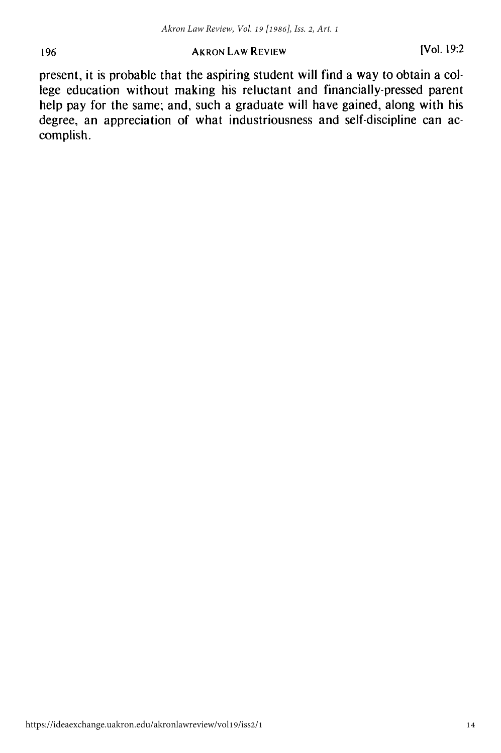present, it is probable that the aspiring student will find a way to obtain a college education without making his reluctant and financially-pressed parent help pay for the same; and, such a graduate will have gained, along with his degree, an appreciation of what industriousness and self-discipline can accomplish.